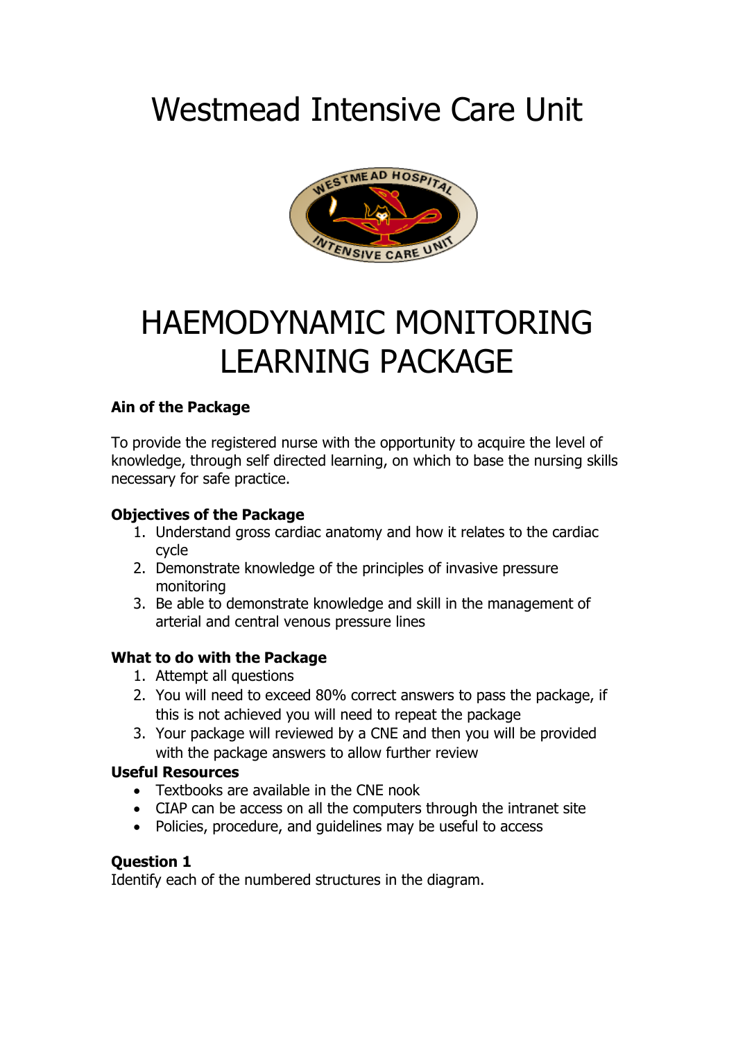# Westmead Intensive Care Unit

# HAEMODYNAMIC MONITORING LEARNING PACKAGE

**Ain of the Package**

To provide the registered nurse with the opportunity to acquire the level of knowledge, through self directed learning, on which to base the nursing skills necessary for safe practice.

**Objectives of the Package**

1. Understand gross cardiac anatomy and how it relates to the cardiac cycle
2. Demonstrate knowledge of the principles of invasive pressure monitoring
3. Be able to demonstrate knowledge and skill in the management of arterial and central venous pressure lines

**What to do with the Package**

1. Attempt all questions
2. You will need to exceed 80% correct answers to pass the package, if this is not achieved you will need to repeat the package
3. Your package will reviewed by a CNE and then you will be provided with the package answers to allow further review

**Useful Resources**

- Textbooks are available in the CNE nook
- CIAP can be access on all the computers through the intranet site
- Policies, procedure, and guidelines may be useful to access

**Question 1**

Identify each of the numbered structures in the diagram.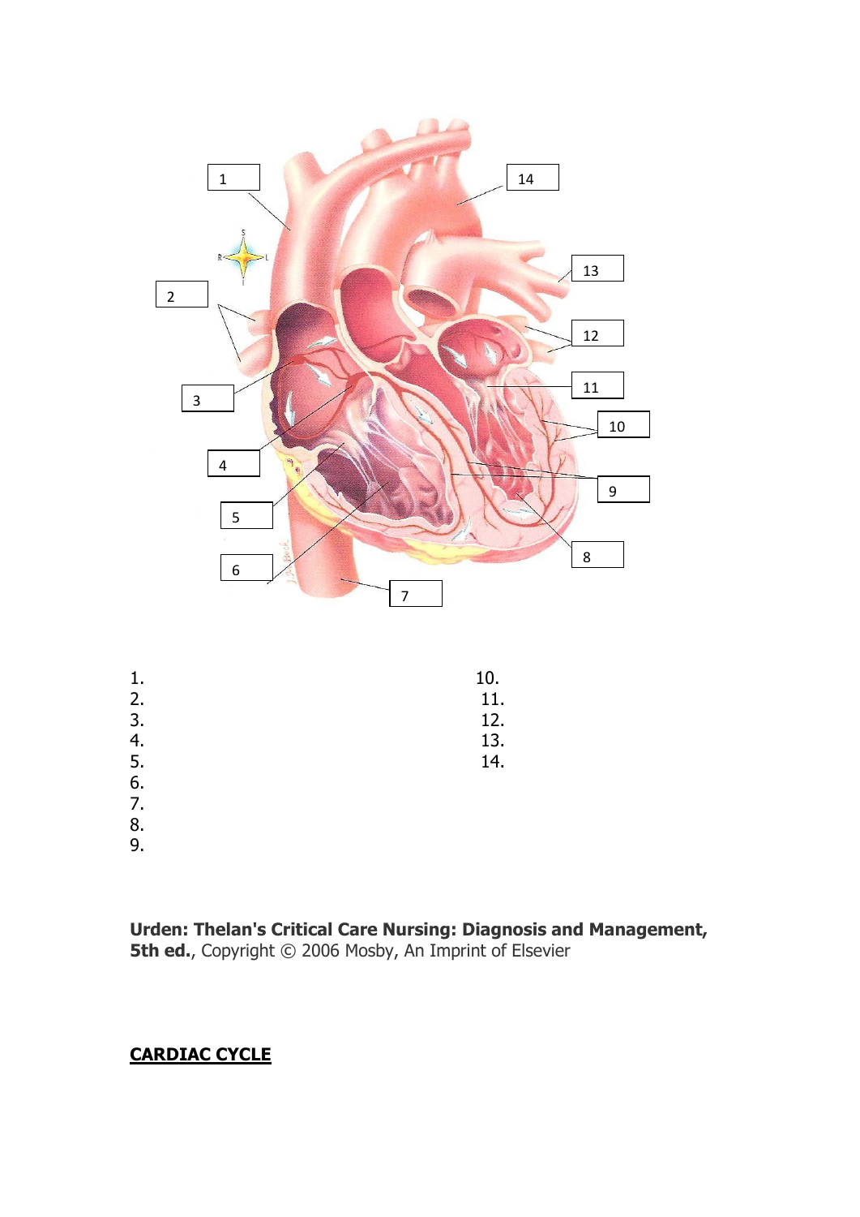1.
2.
3.
4.
5.
6.
7.
8.
9.
10.
11.
12.
13.
14.

**Urden: Thelan's Critical Care Nursing: Diagnosis and Management, 5th ed.**, Copyright © 2006 Mosby, An Imprint of Elsevier

**CARDIAC CYCLE**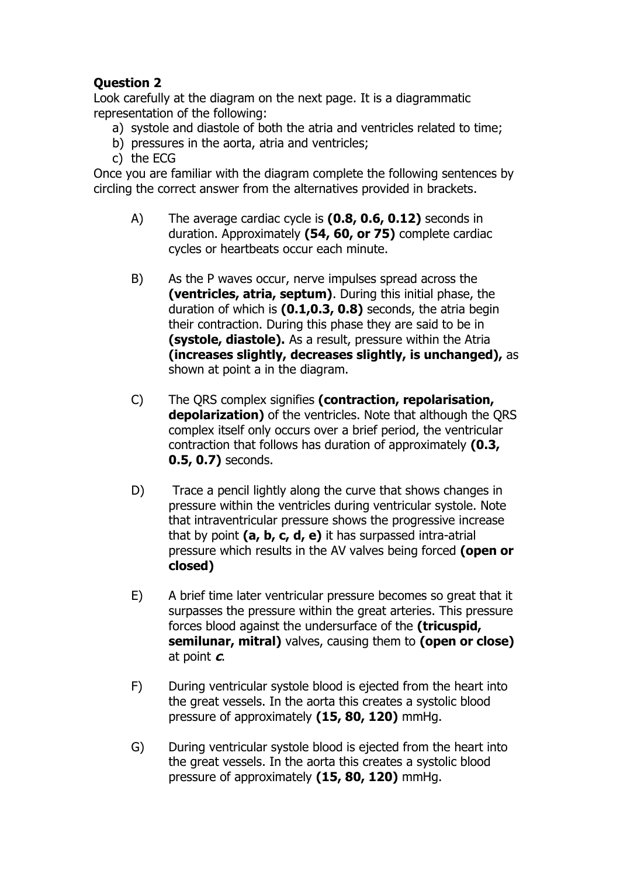**Question 2**

Look carefully at the diagram on the next page. It is a diagrammatic representation of the following:

a) systole and diastole of both the atria and ventricles related to time;
b) pressures in the aorta, atria and ventricles;
c) the ECG

Once you are familiar with the diagram complete the following sentences by circling the correct answer from the alternatives provided in brackets.

A) The average cardiac cycle is **(0.8, 0.6, 0.12)** seconds in duration. Approximately **(54, 60, or 75)** complete cardiac cycles or heartbeats occur each minute.

B) As the P waves occur, nerve impulses spread across the **(ventricles, atria, septum)**. During this initial phase, the duration of which is **(0.1,0.3, 0.8)** seconds, the atria begin their contraction. During this phase they are said to be in **(systole, diastole).** As a result, pressure within the Atria **(increases slightly, decreases slightly, is unchanged),** as shown at point a in the diagram.

C) The QRS complex signifies **(contraction, repolarisation, depolarization)** of the ventricles. Note that although the QRS complex itself only occurs over a brief period, the ventricular contraction that follows has duration of approximately **(0.3, 0.5, 0.7)** seconds.

D) Trace a pencil lightly along the curve that shows changes in pressure within the ventricles during ventricular systole. Note that intraventricular pressure shows the progressive increase that by point **(a, b, c, d, e)** it has surpassed intra-atrial pressure which results in the AV valves being forced **(open or closed)**

E) A brief time later ventricular pressure becomes so great that it surpasses the pressure within the great arteries. This pressure forces blood against the undersurface of the **(tricuspid, semilunar, mitral)** valves, causing them to **(open or close)** at point ***c***.

F) During ventricular systole blood is ejected from the heart into the great vessels. In the aorta this creates a systolic blood pressure of approximately **(15, 80, 120)** mmHg.

G) During ventricular systole blood is ejected from the heart into the great vessels. In the aorta this creates a systolic blood pressure of approximately **(15, 80, 120)** mmHg.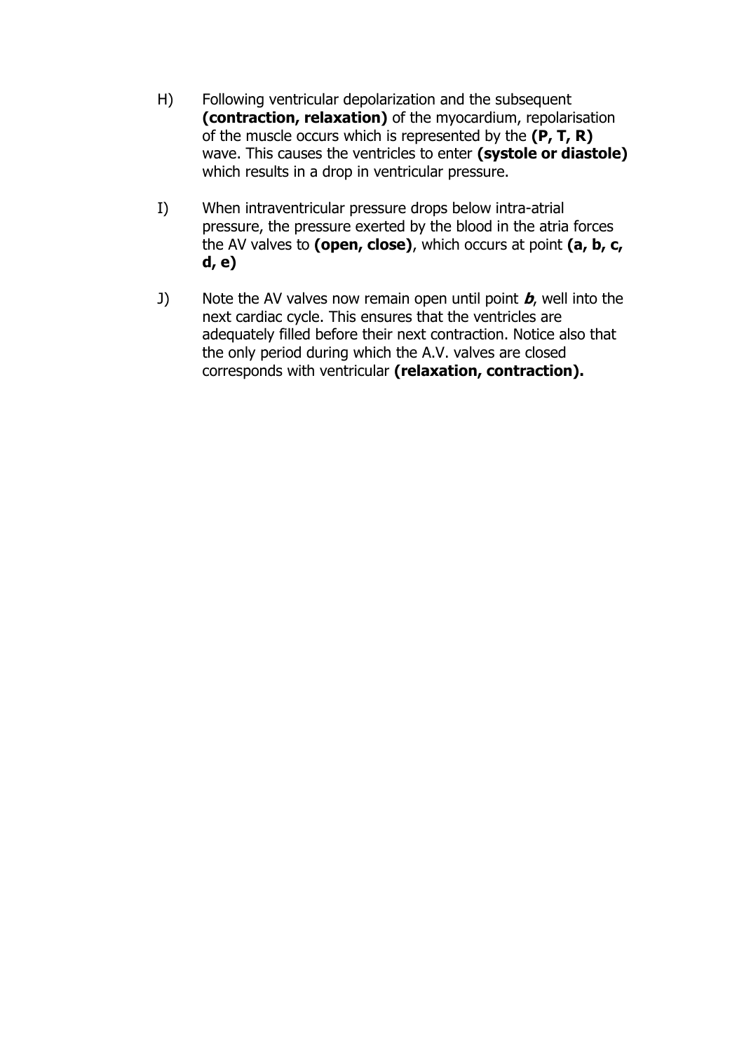H) Following ventricular depolarization and the subsequent **(contraction, relaxation)** of the myocardium, repolarisation of the muscle occurs which is represented by the **(P, T, R)** wave. This causes the ventricles to enter **(systole or diastole)** which results in a drop in ventricular pressure.

I) When intraventricular pressure drops below intra-atrial pressure, the pressure exerted by the blood in the atria forces the AV valves to **(open, close)**, which occurs at point **(a, b, c, d, e)**

J) Note the AV valves now remain open until point ***b***, well into the next cardiac cycle. This ensures that the ventricles are adequately filled before their next contraction. Notice also that the only period during which the A.V. valves are closed corresponds with ventricular **(relaxation, contraction).**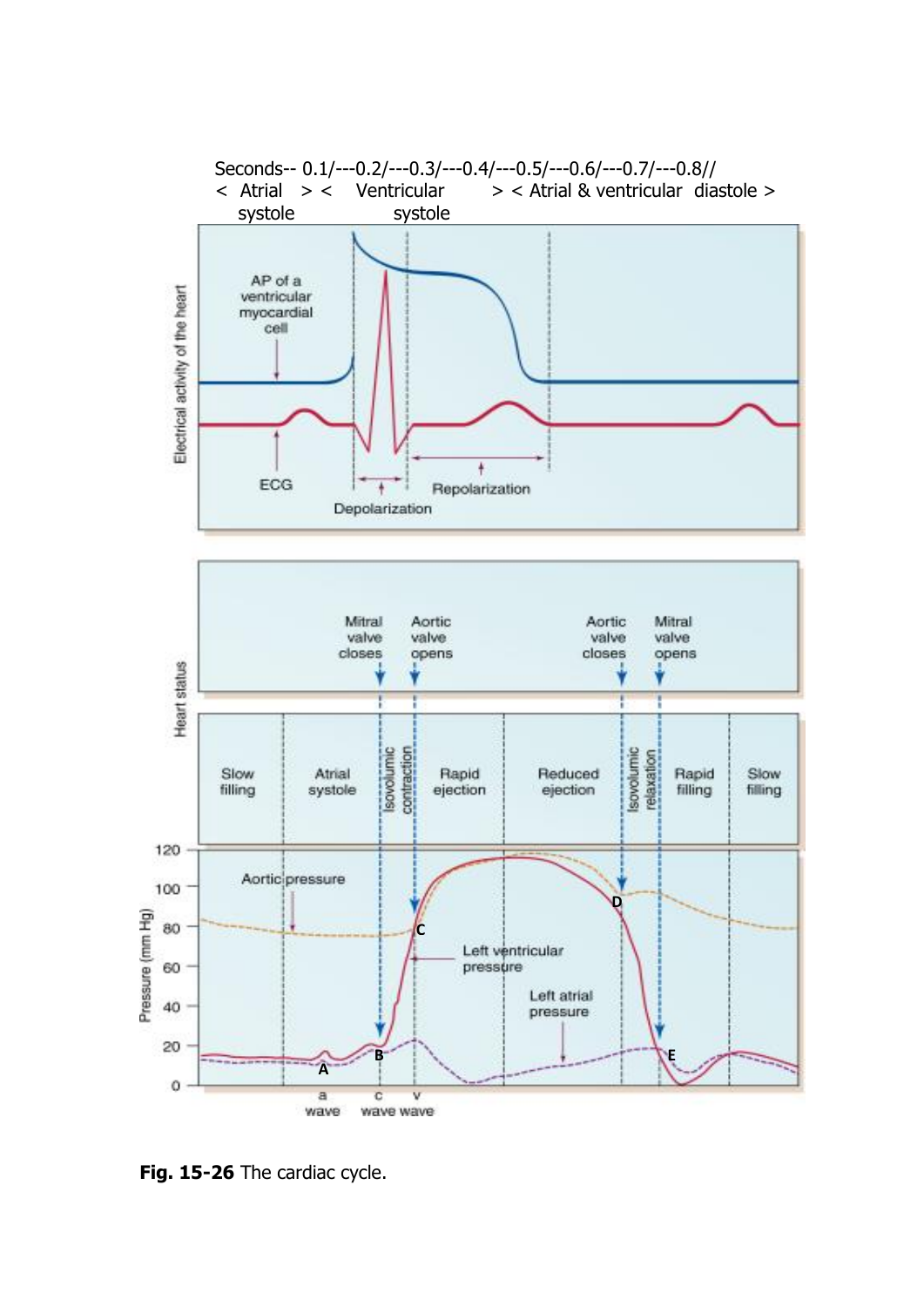Seconds-- 0.1/---0.2/---0.3/---0.4/---0.5/---0.6/---0.7/---0.8//

< Atrial systole > < Ventricular systole > < Atrial & ventricular diastole >

**Fig. 15-26** The cardiac cycle.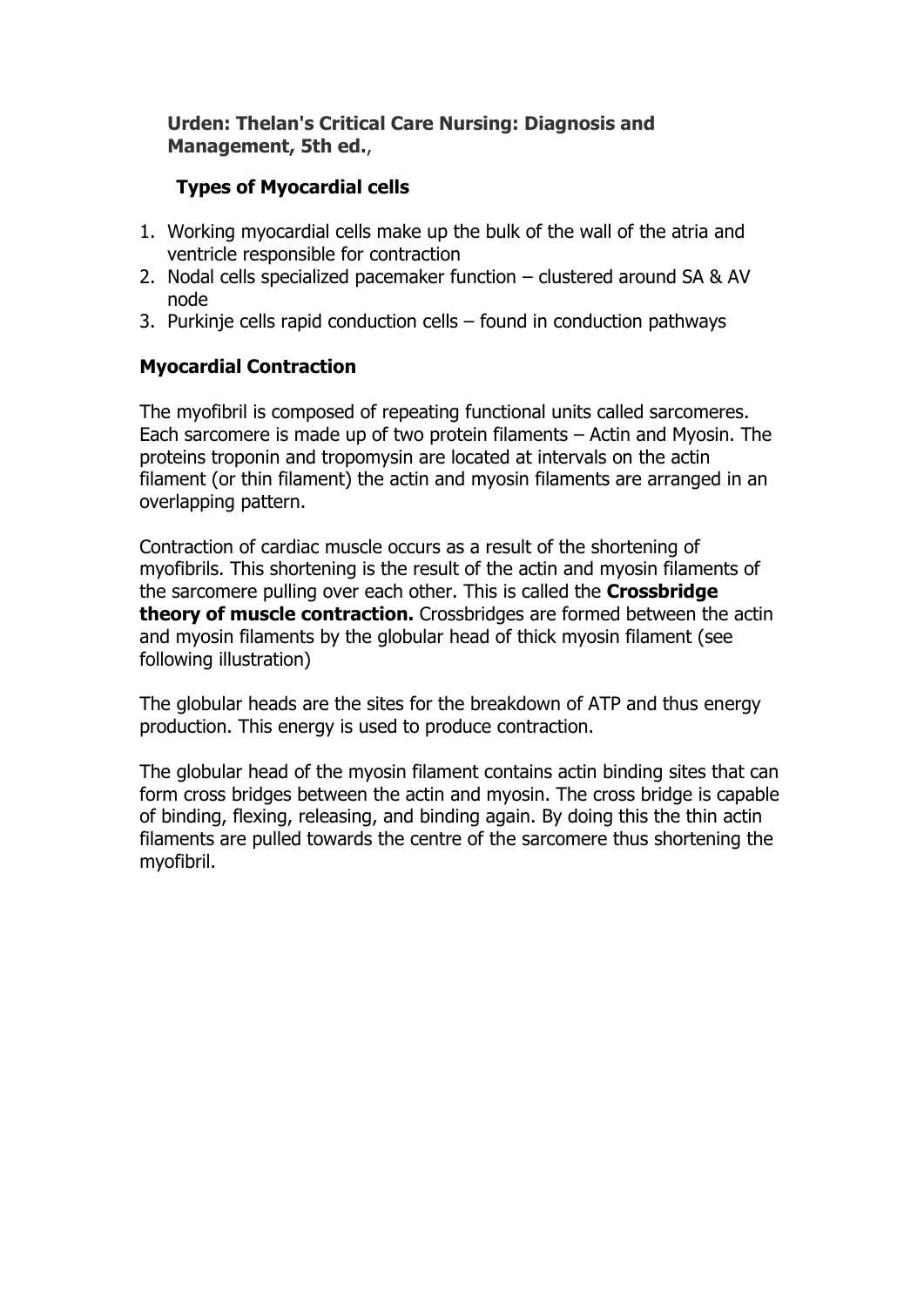**Urden: Thelan's Critical Care Nursing: Diagnosis and Management, 5th ed.**,

## Types of Myocardial cells

1. Working myocardial cells make up the bulk of the wall of the atria and ventricle responsible for contraction
2. Nodal cells specialized pacemaker function – clustered around SA & AV node
3. Purkinje cells rapid conduction cells – found in conduction pathways

## Myocardial Contraction

The myofibril is composed of repeating functional units called sarcomeres. Each sarcomere is made up of two protein filaments – Actin and Myosin. The proteins troponin and tropomysin are located at intervals on the actin filament (or thin filament) the actin and myosin filaments are arranged in an overlapping pattern.

Contraction of cardiac muscle occurs as a result of the shortening of myofibrils. This shortening is the result of the actin and myosin filaments of the sarcomere pulling over each other. This is called the **Crossbridge theory of muscle contraction.** Crossbridges are formed between the actin and myosin filaments by the globular head of thick myosin filament (see following illustration)

The globular heads are the sites for the breakdown of ATP and thus energy production. This energy is used to produce contraction.

The globular head of the myosin filament contains actin binding sites that can form cross bridges between the actin and myosin. The cross bridge is capable of binding, flexing, releasing, and binding again. By doing this the thin actin filaments are pulled towards the centre of the sarcomere thus shortening the myofibril.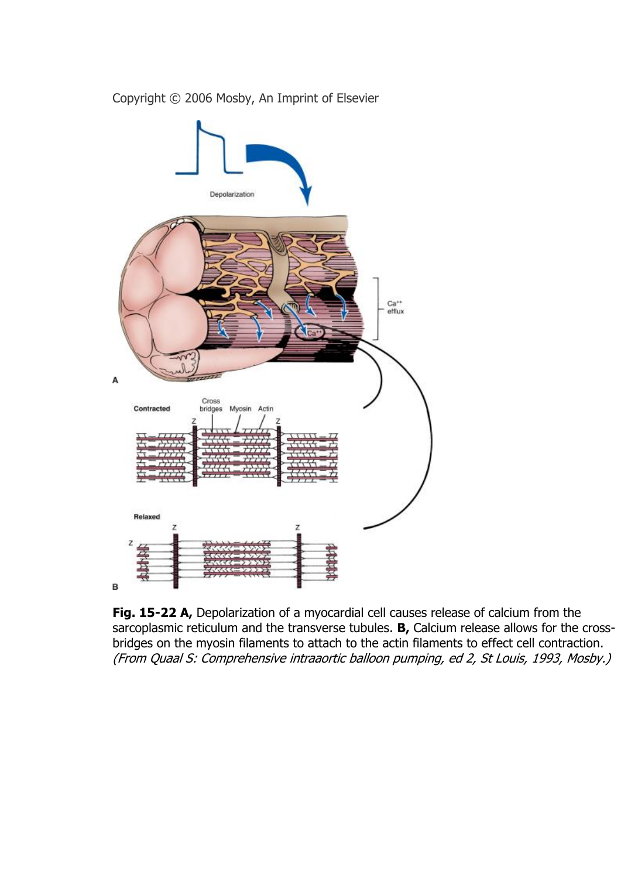Copyright © 2006 Mosby, An Imprint of Elsevier

**Fig. 15-22 A,** Depolarization of a myocardial cell causes release of calcium from the sarcoplasmic reticulum and the transverse tubules. **B,** Calcium release allows for the cross-bridges on the myosin filaments to attach to the actin filaments to effect cell contraction. *(From Quaal S: Comprehensive intraaortic balloon pumping, ed 2, St Louis, 1993, Mosby.)*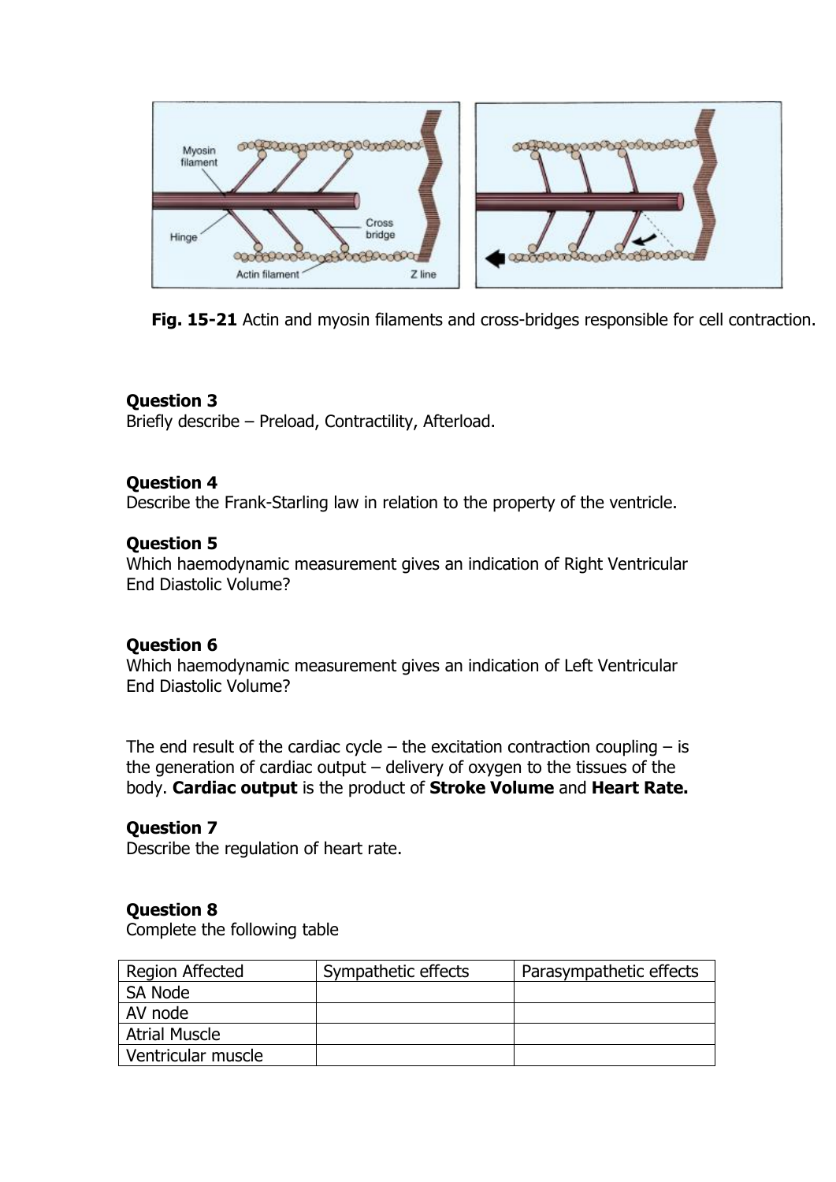**Fig. 15-21** Actin and myosin filaments and cross-bridges responsible for cell contraction.

**Question 3**
Briefly describe – Preload, Contractility, Afterload.

**Question 4**
Describe the Frank-Starling law in relation to the property of the ventricle.

**Question 5**
Which haemodynamic measurement gives an indication of Right Ventricular End Diastolic Volume?

**Question 6**
Which haemodynamic measurement gives an indication of Left Ventricular End Diastolic Volume?

The end result of the cardiac cycle – the excitation contraction coupling – is the generation of cardiac output – delivery of oxygen to the tissues of the body. **Cardiac output** is the product of **Stroke Volume** and **Heart Rate.**

**Question 7**
Describe the regulation of heart rate.

**Question 8**
Complete the following table

| Region Affected | Sympathetic effects | Parasympathetic effects |
| --- | --- | --- |
| SA Node | | |
| AV node | | |
| Atrial Muscle | | |
| Ventricular muscle | | |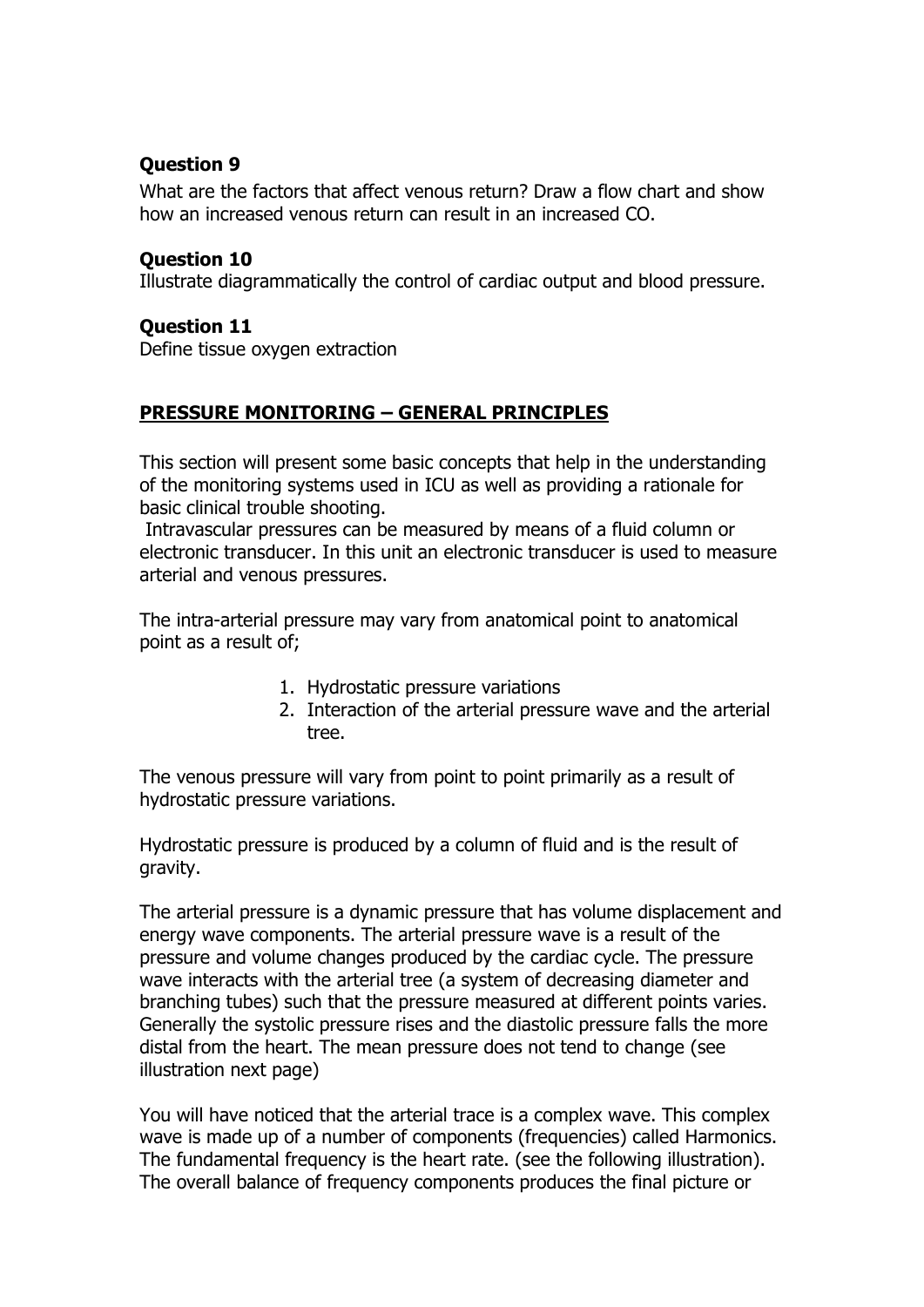### Question 9

What are the factors that affect venous return? Draw a flow chart and show how an increased venous return can result in an increased CO.

### Question 10

Illustrate diagrammatically the control of cardiac output and blood pressure.

### Question 11

Define tissue oxygen extraction

## PRESSURE MONITORING – GENERAL PRINCIPLES

This section will present some basic concepts that help in the understanding of the monitoring systems used in ICU as well as providing a rationale for basic clinical trouble shooting.

Intravascular pressures can be measured by means of a fluid column or electronic transducer. In this unit an electronic transducer is used to measure arterial and venous pressures.

The intra-arterial pressure may vary from anatomical point to anatomical point as a result of;

1. Hydrostatic pressure variations
2. Interaction of the arterial pressure wave and the arterial tree.

The venous pressure will vary from point to point primarily as a result of hydrostatic pressure variations.

Hydrostatic pressure is produced by a column of fluid and is the result of gravity.

The arterial pressure is a dynamic pressure that has volume displacement and energy wave components. The arterial pressure wave is a result of the pressure and volume changes produced by the cardiac cycle. The pressure wave interacts with the arterial tree (a system of decreasing diameter and branching tubes) such that the pressure measured at different points varies. Generally the systolic pressure rises and the diastolic pressure falls the more distal from the heart. The mean pressure does not tend to change (see illustration next page)

You will have noticed that the arterial trace is a complex wave. This complex wave is made up of a number of components (frequencies) called Harmonics. The fundamental frequency is the heart rate. (see the following illustration). The overall balance of frequency components produces the final picture or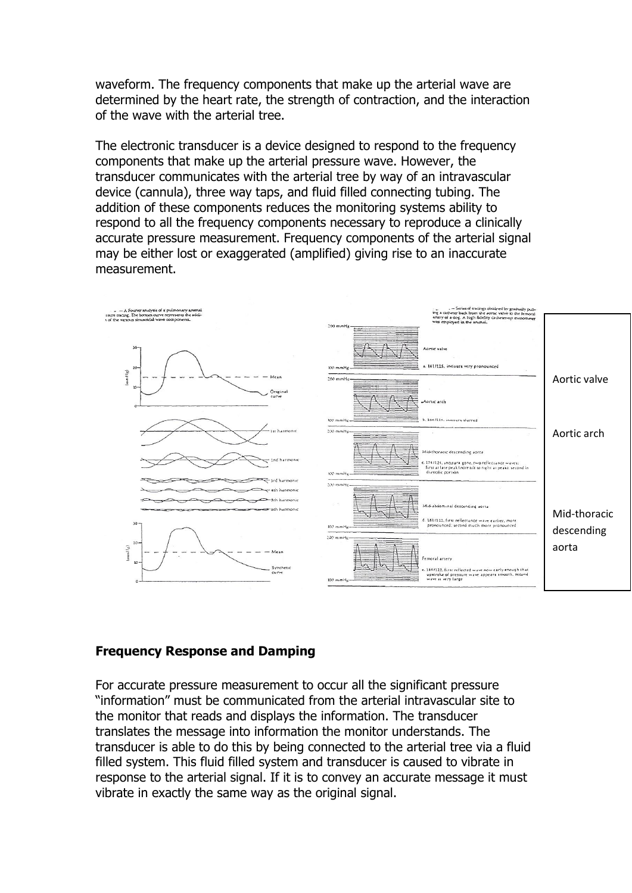waveform. The frequency components that make up the arterial wave are determined by the heart rate, the strength of contraction, and the interaction of the wave with the arterial tree.

The electronic transducer is a device designed to respond to the frequency components that make up the arterial pressure wave. However, the transducer communicates with the arterial tree by way of an intravascular device (cannula), three way taps, and fluid filled connecting tubing. The addition of these components reduces the monitoring systems ability to respond to all the frequency components necessary to reproduce a clinically accurate pressure measurement. Frequency components of the arterial signal may be either lost or exaggerated (amplified) giving rise to an inaccurate measurement.

Aortic valve

Aortic arch

Mid-thoracic descending aorta

## Frequency Response and Damping

For accurate pressure measurement to occur all the significant pressure "information" must be communicated from the arterial intravascular site to the monitor that reads and displays the information. The transducer translates the message into information the monitor understands. The transducer is able to do this by being connected to the arterial tree via a fluid filled system. This fluid filled system and transducer is caused to vibrate in response to the arterial signal. If it is to convey an accurate message it must vibrate in exactly the same way as the original signal.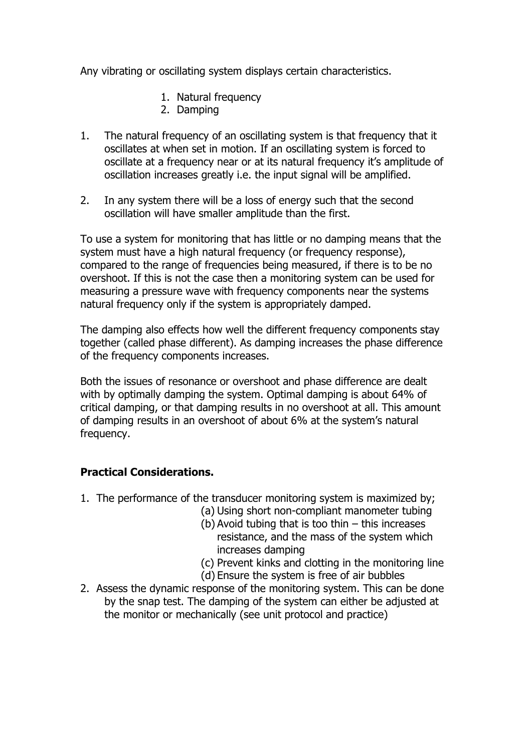Any vibrating or oscillating system displays certain characteristics.

1. Natural frequency
2. Damping

1. The natural frequency of an oscillating system is that frequency that it oscillates at when set in motion. If an oscillating system is forced to oscillate at a frequency near or at its natural frequency it's amplitude of oscillation increases greatly i.e. the input signal will be amplified.

2. In any system there will be a loss of energy such that the second oscillation will have smaller amplitude than the first.

To use a system for monitoring that has little or no damping means that the system must have a high natural frequency (or frequency response), compared to the range of frequencies being measured, if there is to be no overshoot. If this is not the case then a monitoring system can be used for measuring a pressure wave with frequency components near the systems natural frequency only if the system is appropriately damped.

The damping also effects how well the different frequency components stay together (called phase different). As damping increases the phase difference of the frequency components increases.

Both the issues of resonance or overshoot and phase difference are dealt with by optimally damping the system. Optimal damping is about 64% of critical damping, or that damping results in no overshoot at all. This amount of damping results in an overshoot of about 6% at the system's natural frequency.

**Practical Considerations.**

1. The performance of the transducer monitoring system is maximized by;
   (a) Using short non-compliant manometer tubing
   (b) Avoid tubing that is too thin – this increases resistance, and the mass of the system which increases damping
   (c) Prevent kinks and clotting in the monitoring line
   (d) Ensure the system is free of air bubbles
2. Assess the dynamic response of the monitoring system. This can be done by the snap test. The damping of the system can either be adjusted at the monitor or mechanically (see unit protocol and practice)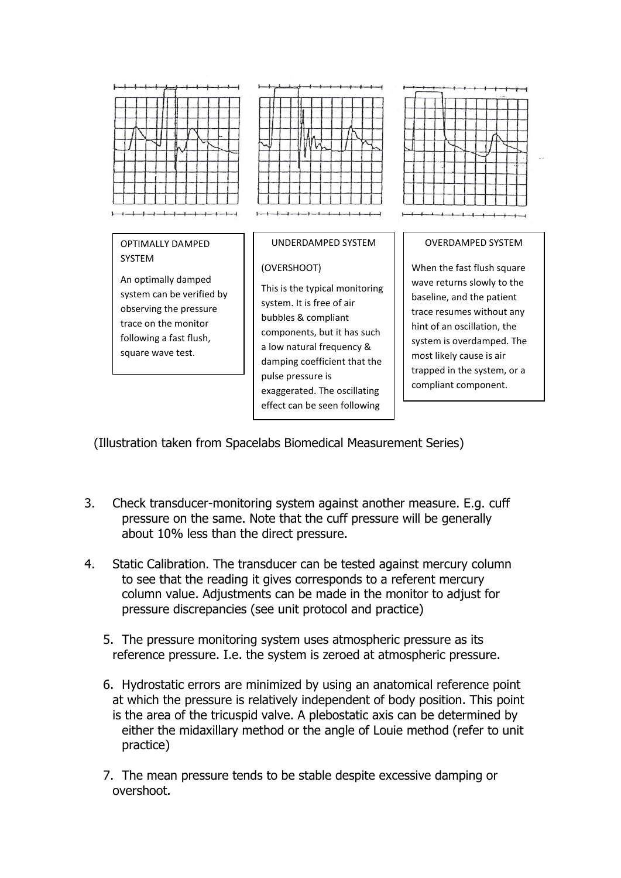**OPTIMALLY DAMPED SYSTEM**

An optimally damped system can be verified by observing the pressure trace on the monitor following a fast flush, square wave test.

**UNDERDAMPED SYSTEM**

**(OVERSHOOT)**

This is the typical monitoring system. It is free of air bubbles & compliant components, but it has such a low natural frequency & damping coefficient that the pulse pressure is exaggerated. The oscillating effect can be seen following

**OVERDAMPED SYSTEM**

When the fast flush square wave returns slowly to the baseline, and the patient trace resumes without any hint of an oscillation, the system is overdamped. The most likely cause is air trapped in the system, or a compliant component.

(Illustration taken from Spacelabs Biomedical Measurement Series)

3. Check transducer-monitoring system against another measure. E.g. cuff pressure on the same. Note that the cuff pressure will be generally about 10% less than the direct pressure.

4. Static Calibration. The transducer can be tested against mercury column to see that the reading it gives corresponds to a referent mercury column value. Adjustments can be made in the monitor to adjust for pressure discrepancies (see unit protocol and practice)

5. The pressure monitoring system uses atmospheric pressure as its reference pressure. I.e. the system is zeroed at atmospheric pressure.

6. Hydrostatic errors are minimized by using an anatomical reference point at which the pressure is relatively independent of body position. This point is the area of the tricuspid valve. A plebostatic axis can be determined by either the midaxillary method or the angle of Louie method (refer to unit practice)

7. The mean pressure tends to be stable despite excessive damping or overshoot.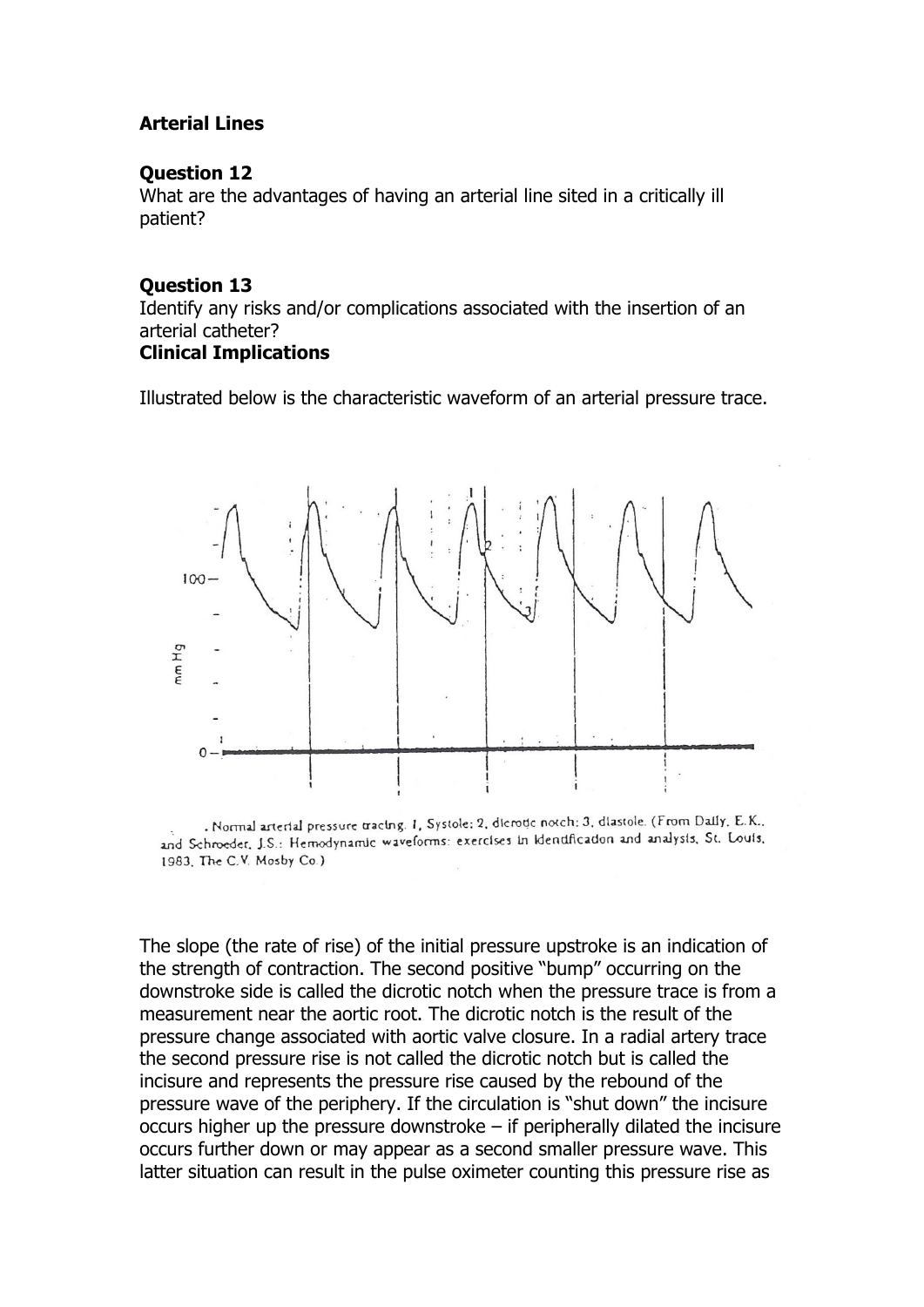**Arterial Lines**

**Question 12**
What are the advantages of having an arterial line sited in a critically ill patient?

**Question 13**
Identify any risks and/or complications associated with the insertion of an arterial catheter?

**Clinical Implications**

Illustrated below is the characteristic waveform of an arterial pressure trace.

. Normal arterial pressure tracing. 1, Systole; 2, dicrotic notch; 3, diastole. (From Daily, E.K., and Schroeder, J.S.: Hemodynamic waveforms: exercises in identification and analysis, St. Louis, 1983, The C.V. Mosby Co.)

The slope (the rate of rise) of the initial pressure upstroke is an indication of the strength of contraction. The second positive "bump" occurring on the downstroke side is called the dicrotic notch when the pressure trace is from a measurement near the aortic root. The dicrotic notch is the result of the pressure change associated with aortic valve closure. In a radial artery trace the second pressure rise is not called the dicrotic notch but is called the incisure and represents the pressure rise caused by the rebound of the pressure wave of the periphery. If the circulation is "shut down" the incisure occurs higher up the pressure downstroke – if peripherally dilated the incisure occurs further down or may appear as a second smaller pressure wave. This latter situation can result in the pulse oximeter counting this pressure rise as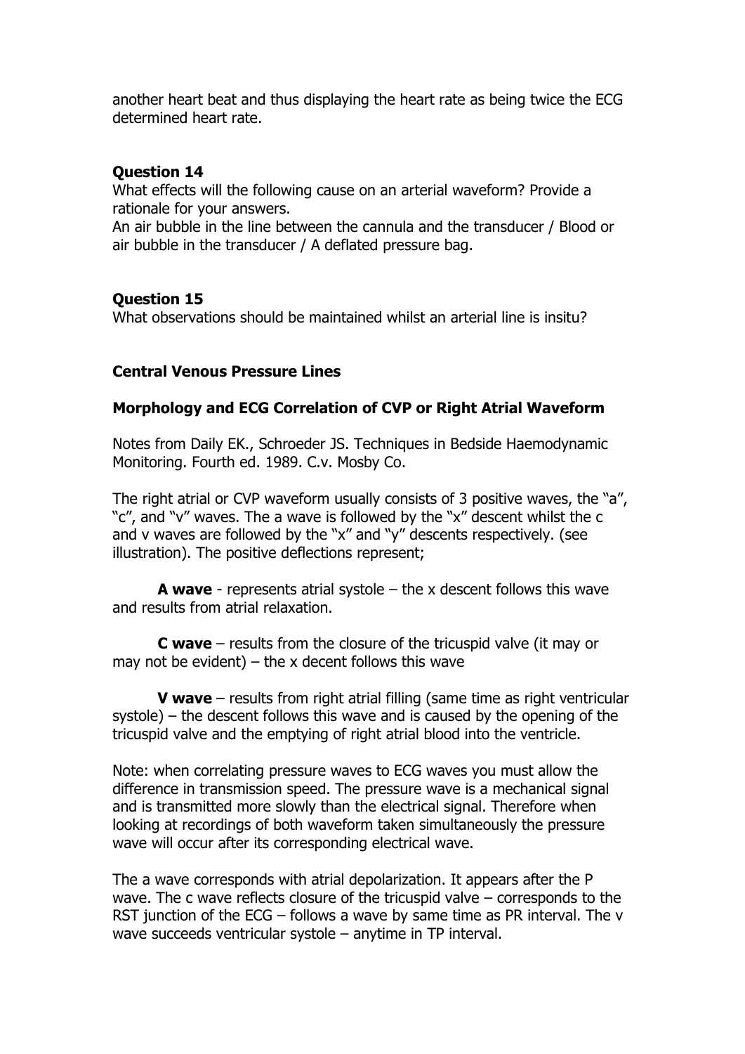another heart beat and thus displaying the heart rate as being twice the ECG determined heart rate.

### Question 14

What effects will the following cause on an arterial waveform? Provide a rationale for your answers.

An air bubble in the line between the cannula and the transducer / Blood or air bubble in the transducer / A deflated pressure bag.

### Question 15

What observations should be maintained whilst an arterial line is insitu?

## Central Venous Pressure Lines

### Morphology and ECG Correlation of CVP or Right Atrial Waveform

Notes from Daily EK., Schroeder JS. Techniques in Bedside Haemodynamic Monitoring. Fourth ed. 1989. C.v. Mosby Co.

The right atrial or CVP waveform usually consists of 3 positive waves, the "a", "c", and "v" waves. The a wave is followed by the "x" descent whilst the c and v waves are followed by the "x" and "y" descents respectively. (see illustration). The positive deflections represent;

**A wave** - represents atrial systole – the x descent follows this wave and results from atrial relaxation.

**C wave** – results from the closure of the tricuspid valve (it may or may not be evident) – the x decent follows this wave

**V wave** – results from right atrial filling (same time as right ventricular systole) – the descent follows this wave and is caused by the opening of the tricuspid valve and the emptying of right atrial blood into the ventricle.

Note: when correlating pressure waves to ECG waves you must allow the difference in transmission speed. The pressure wave is a mechanical signal and is transmitted more slowly than the electrical signal. Therefore when looking at recordings of both waveform taken simultaneously the pressure wave will occur after its corresponding electrical wave.

The a wave corresponds with atrial depolarization. It appears after the P wave. The c wave reflects closure of the tricuspid valve – corresponds to the RST junction of the ECG – follows a wave by same time as PR interval. The v wave succeeds ventricular systole – anytime in TP interval.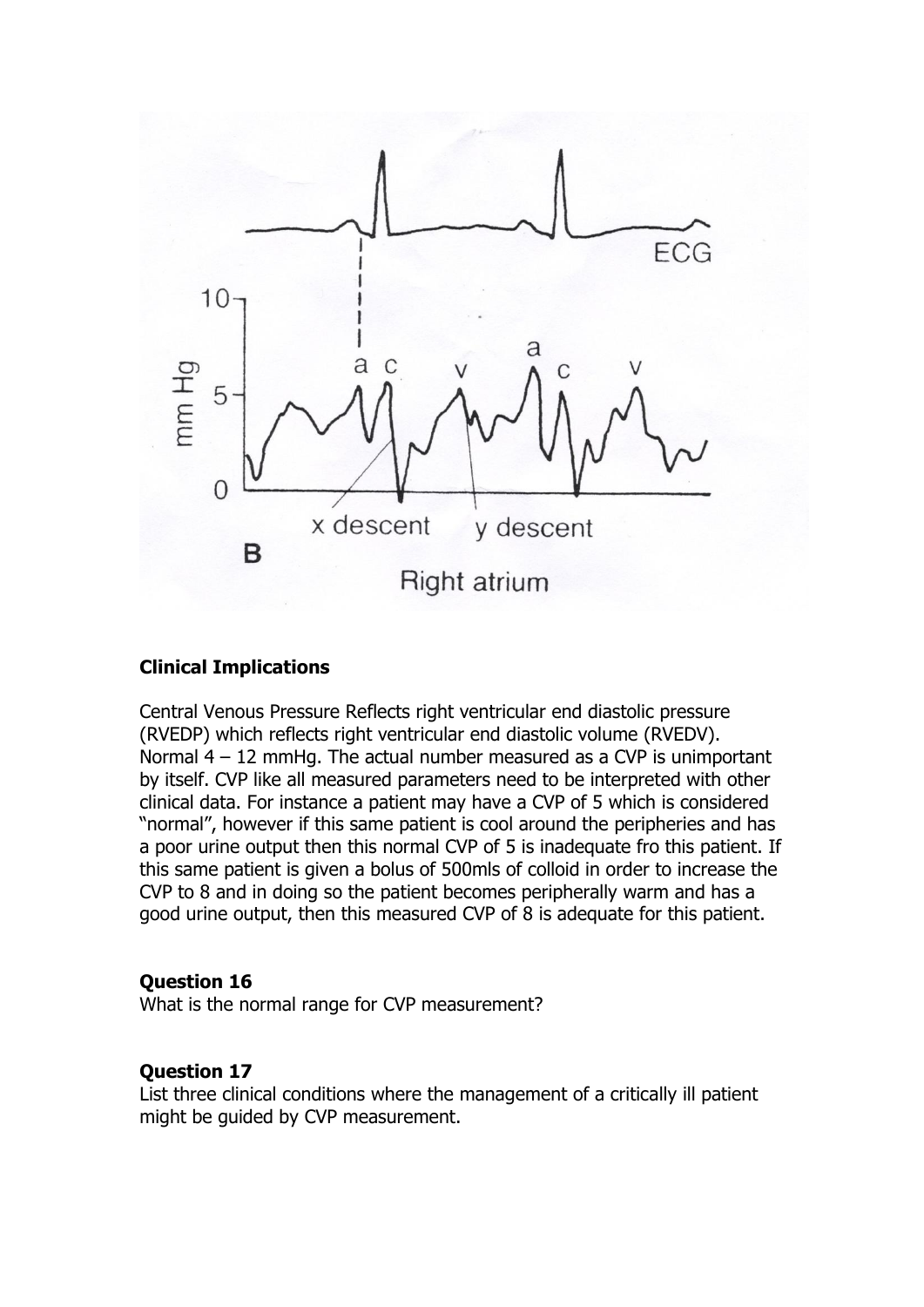## Clinical Implications

Central Venous Pressure Reflects right ventricular end diastolic pressure (RVEDP) which reflects right ventricular end diastolic volume (RVEDV). Normal 4 – 12 mmHg. The actual number measured as a CVP is unimportant by itself. CVP like all measured parameters need to be interpreted with other clinical data. For instance a patient may have a CVP of 5 which is considered "normal", however if this same patient is cool around the peripheries and has a poor urine output then this normal CVP of 5 is inadequate fro this patient. If this same patient is given a bolus of 500mls of colloid in order to increase the CVP to 8 and in doing so the patient becomes peripherally warm and has a good urine output, then this measured CVP of 8 is adequate for this patient.

**Question 16**
What is the normal range for CVP measurement?

**Question 17**
List three clinical conditions where the management of a critically ill patient might be guided by CVP measurement.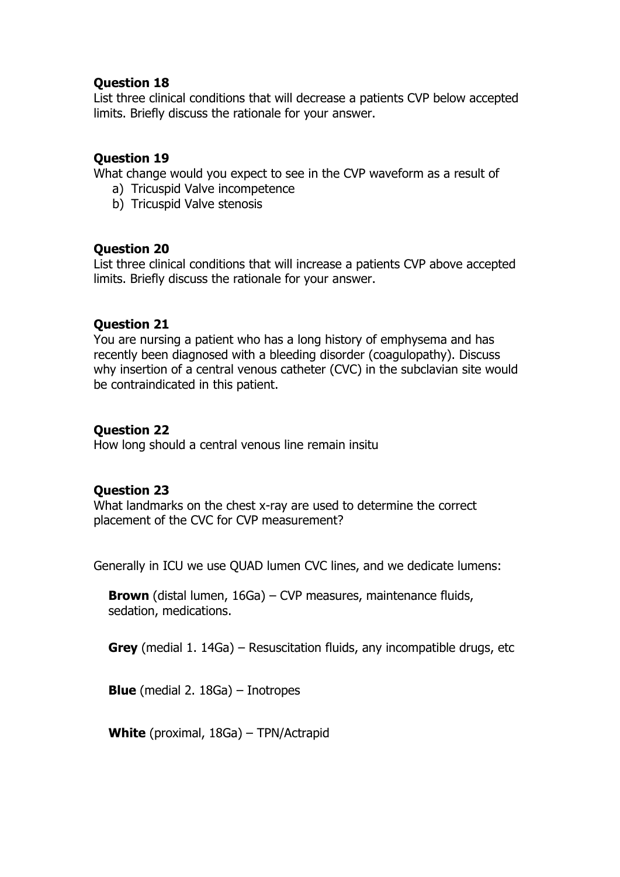**Question 18**
List three clinical conditions that will decrease a patients CVP below accepted limits. Briefly discuss the rationale for your answer.

**Question 19**
What change would you expect to see in the CVP waveform as a result of

a) Tricuspid Valve incompetence
b) Tricuspid Valve stenosis

**Question 20**
List three clinical conditions that will increase a patients CVP above accepted limits. Briefly discuss the rationale for your answer.

**Question 21**
You are nursing a patient who has a long history of emphysema and has recently been diagnosed with a bleeding disorder (coagulopathy). Discuss why insertion of a central venous catheter (CVC) in the subclavian site would be contraindicated in this patient.

**Question 22**
How long should a central venous line remain insitu

**Question 23**
What landmarks on the chest x-ray are used to determine the correct placement of the CVC for CVP measurement?

Generally in ICU we use QUAD lumen CVC lines, and we dedicate lumens:

**Brown** (distal lumen, 16Ga) – CVP measures, maintenance fluids, sedation, medications.

**Grey** (medial 1. 14Ga) – Resuscitation fluids, any incompatible drugs, etc

**Blue** (medial 2. 18Ga) – Inotropes

**White** (proximal, 18Ga) – TPN/Actrapid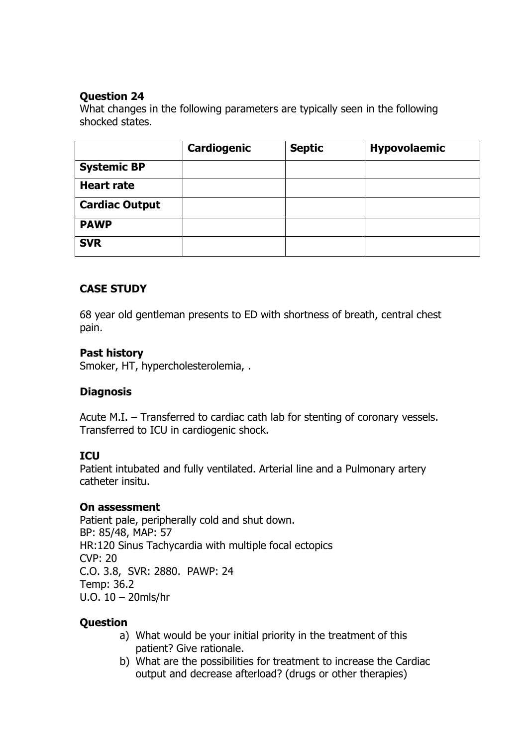**Question 24**

What changes in the following parameters are typically seen in the following shocked states.

| | **Cardiogenic** | **Septic** | **Hypovolaemic** |
|---|---|---|---|
| **Systemic BP** | | | |
| **Heart rate** | | | |
| **Cardiac Output** | | | |
| **PAWP** | | | |
| **SVR** | | | |

**CASE STUDY**

68 year old gentleman presents to ED with shortness of breath, central chest pain.

**Past history**

Smoker, HT, hypercholesterolemia, .

**Diagnosis**

Acute M.I. – Transferred to cardiac cath lab for stenting of coronary vessels. Transferred to ICU in cardiogenic shock.

**ICU**

Patient intubated and fully ventilated. Arterial line and a Pulmonary artery catheter insitu.

**On assessment**

Patient pale, peripherally cold and shut down.
BP: 85/48, MAP: 57
HR:120 Sinus Tachycardia with multiple focal ectopics
CVP: 20
C.O. 3.8, SVR: 2880. PAWP: 24
Temp: 36.2
U.O. 10 – 20mls/hr

**Question**

a) What would be your initial priority in the treatment of this patient? Give rationale.
b) What are the possibilities for treatment to increase the Cardiac output and decrease afterload? (drugs or other therapies)